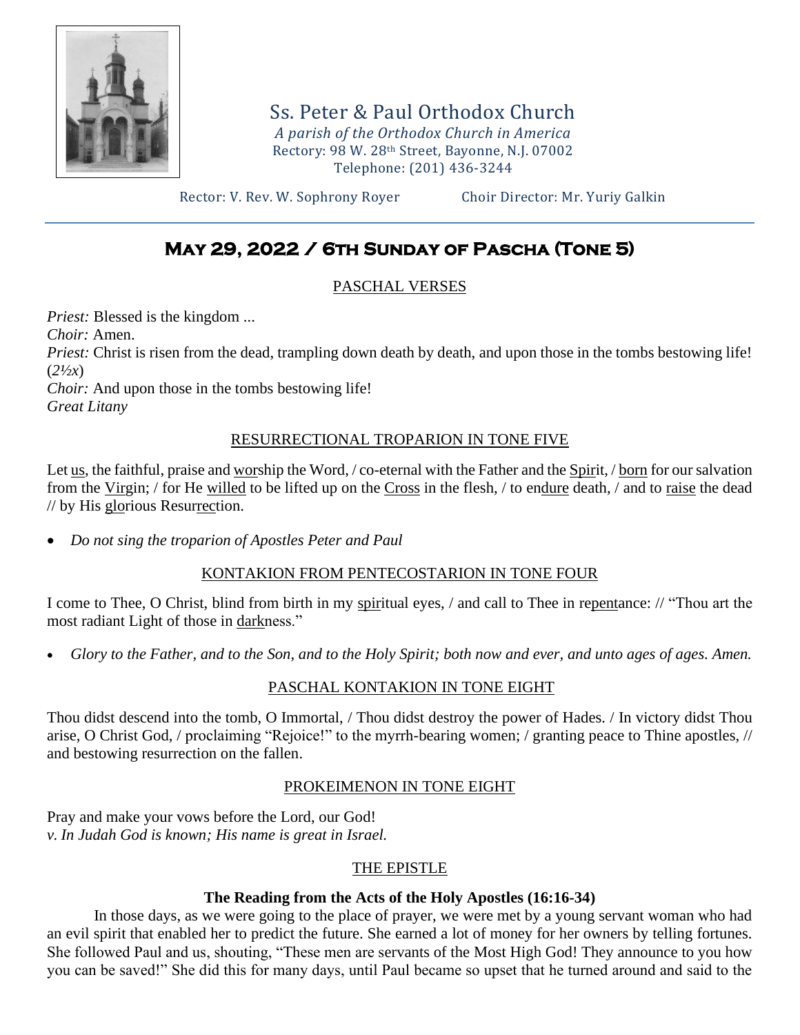# Ss. Peter & Paul Orthodox Church

*A parish of the Orthodox Church in America*
Rectory: 98 W. 28th Street, Bayonne, N.J. 07002
Telephone: (201) 436-3244

Rector: V. Rev. W. Sophrony Royer Choir Director: Mr. Yuriy Galkin

## May 29, 2022 / 6th Sunday of Pascha (Tone 5)

### PASCHAL VERSES

*Priest:* Blessed is the kingdom ...
*Choir:* Amen.
*Priest:* Christ is risen from the dead, trampling down death by death, and upon those in the tombs bestowing life! (*2½x*)
*Choir:* And upon those in the tombs bestowing life!
*Great Litany*

### RESURRECTIONAL TROPARION IN TONE FIVE

Let us, the faithful, praise and worship the Word, / co-eternal with the Father and the Spirit, / born for our salvation from the Virgin; / for He willed to be lifted up on the Cross in the flesh, / to endure death, / and to raise the dead // by His glorious Resurrection.

- *Do not sing the troparion of Apostles Peter and Paul*

### KONTAKION FROM PENTECOSTARION IN TONE FOUR

I come to Thee, O Christ, blind from birth in my spiritual eyes, / and call to Thee in repentance: // "Thou art the most radiant Light of those in darkness."

- *Glory to the Father, and to the Son, and to the Holy Spirit; both now and ever, and unto ages of ages. Amen.*

### PASCHAL KONTAKION IN TONE EIGHT

Thou didst descend into the tomb, O Immortal, / Thou didst destroy the power of Hades. / In victory didst Thou arise, O Christ God, / proclaiming "Rejoice!" to the myrrh-bearing women; / granting peace to Thine apostles, // and bestowing resurrection on the fallen.

### PROKEIMENON IN TONE EIGHT

Pray and make your vows before the Lord, our God!
*v. In Judah God is known; His name is great in Israel.*

### THE EPISTLE

**The Reading from the Acts of the Holy Apostles (16:16-34)**

In those days, as we were going to the place of prayer, we were met by a young servant woman who had an evil spirit that enabled her to predict the future. She earned a lot of money for her owners by telling fortunes. She followed Paul and us, shouting, "These men are servants of the Most High God! They announce to you how you can be saved!" She did this for many days, until Paul became so upset that he turned around and said to the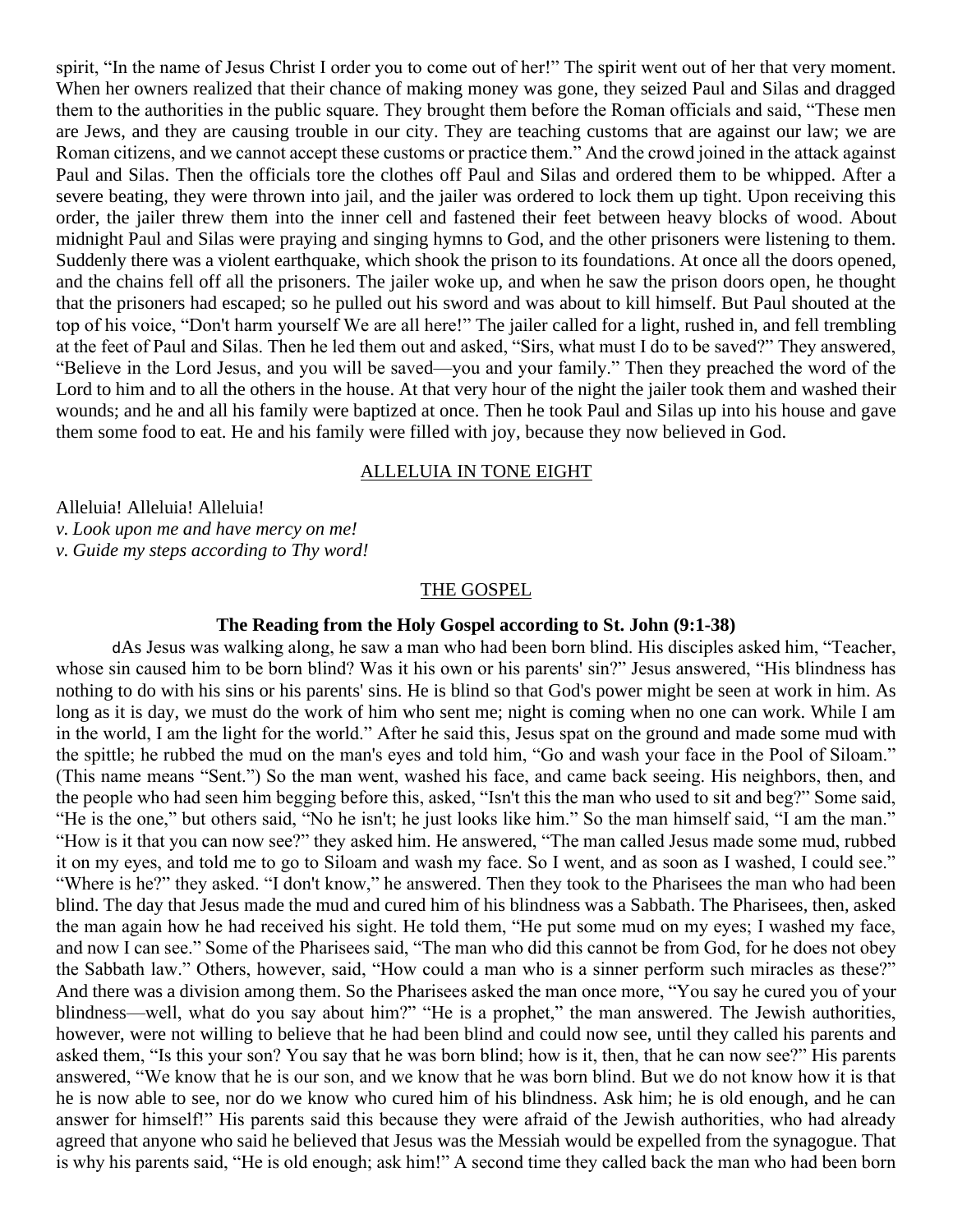spirit, "In the name of Jesus Christ I order you to come out of her!" The spirit went out of her that very moment. When her owners realized that their chance of making money was gone, they seized Paul and Silas and dragged them to the authorities in the public square. They brought them before the Roman officials and said, "These men are Jews, and they are causing trouble in our city. They are teaching customs that are against our law; we are Roman citizens, and we cannot accept these customs or practice them." And the crowd joined in the attack against Paul and Silas. Then the officials tore the clothes off Paul and Silas and ordered them to be whipped. After a severe beating, they were thrown into jail, and the jailer was ordered to lock them up tight. Upon receiving this order, the jailer threw them into the inner cell and fastened their feet between heavy blocks of wood. About midnight Paul and Silas were praying and singing hymns to God, and the other prisoners were listening to them. Suddenly there was a violent earthquake, which shook the prison to its foundations. At once all the doors opened, and the chains fell off all the prisoners. The jailer woke up, and when he saw the prison doors open, he thought that the prisoners had escaped; so he pulled out his sword and was about to kill himself. But Paul shouted at the top of his voice, "Don't harm yourself We are all here!" The jailer called for a light, rushed in, and fell trembling at the feet of Paul and Silas. Then he led them out and asked, "Sirs, what must I do to be saved?" They answered, "Believe in the Lord Jesus, and you will be saved—you and your family." Then they preached the word of the Lord to him and to all the others in the house. At that very hour of the night the jailer took them and washed their wounds; and he and all his family were baptized at once. Then he took Paul and Silas up into his house and gave them some food to eat. He and his family were filled with joy, because they now believed in God.

## ALLELUIA IN TONE EIGHT

Alleluia! Alleluia! Alleluia!
*v. Look upon me and have mercy on me!*
*v. Guide my steps according to Thy word!*

## THE GOSPEL

**The Reading from the Holy Gospel according to St. John (9:1-38)**

dAs Jesus was walking along, he saw a man who had been born blind. His disciples asked him, "Teacher, whose sin caused him to be born blind? Was it his own or his parents' sin?" Jesus answered, "His blindness has nothing to do with his sins or his parents' sins. He is blind so that God's power might be seen at work in him. As long as it is day, we must do the work of him who sent me; night is coming when no one can work. While I am in the world, I am the light for the world." After he said this, Jesus spat on the ground and made some mud with the spittle; he rubbed the mud on the man's eyes and told him, "Go and wash your face in the Pool of Siloam." (This name means "Sent.") So the man went, washed his face, and came back seeing. His neighbors, then, and the people who had seen him begging before this, asked, "Isn't this the man who used to sit and beg?" Some said, "He is the one," but others said, "No he isn't; he just looks like him." So the man himself said, "I am the man." "How is it that you can now see?" they asked him. He answered, "The man called Jesus made some mud, rubbed it on my eyes, and told me to go to Siloam and wash my face. So I went, and as soon as I washed, I could see." "Where is he?" they asked. "I don't know," he answered. Then they took to the Pharisees the man who had been blind. The day that Jesus made the mud and cured him of his blindness was a Sabbath. The Pharisees, then, asked the man again how he had received his sight. He told them, "He put some mud on my eyes; I washed my face, and now I can see." Some of the Pharisees said, "The man who did this cannot be from God, for he does not obey the Sabbath law." Others, however, said, "How could a man who is a sinner perform such miracles as these?" And there was a division among them. So the Pharisees asked the man once more, "You say he cured you of your blindness—well, what do you say about him?" "He is a prophet," the man answered. The Jewish authorities, however, were not willing to believe that he had been blind and could now see, until they called his parents and asked them, "Is this your son? You say that he was born blind; how is it, then, that he can now see?" His parents answered, "We know that he is our son, and we know that he was born blind. But we do not know how it is that he is now able to see, nor do we know who cured him of his blindness. Ask him; he is old enough, and he can answer for himself!" His parents said this because they were afraid of the Jewish authorities, who had already agreed that anyone who said he believed that Jesus was the Messiah would be expelled from the synagogue. That is why his parents said, "He is old enough; ask him!" A second time they called back the man who had been born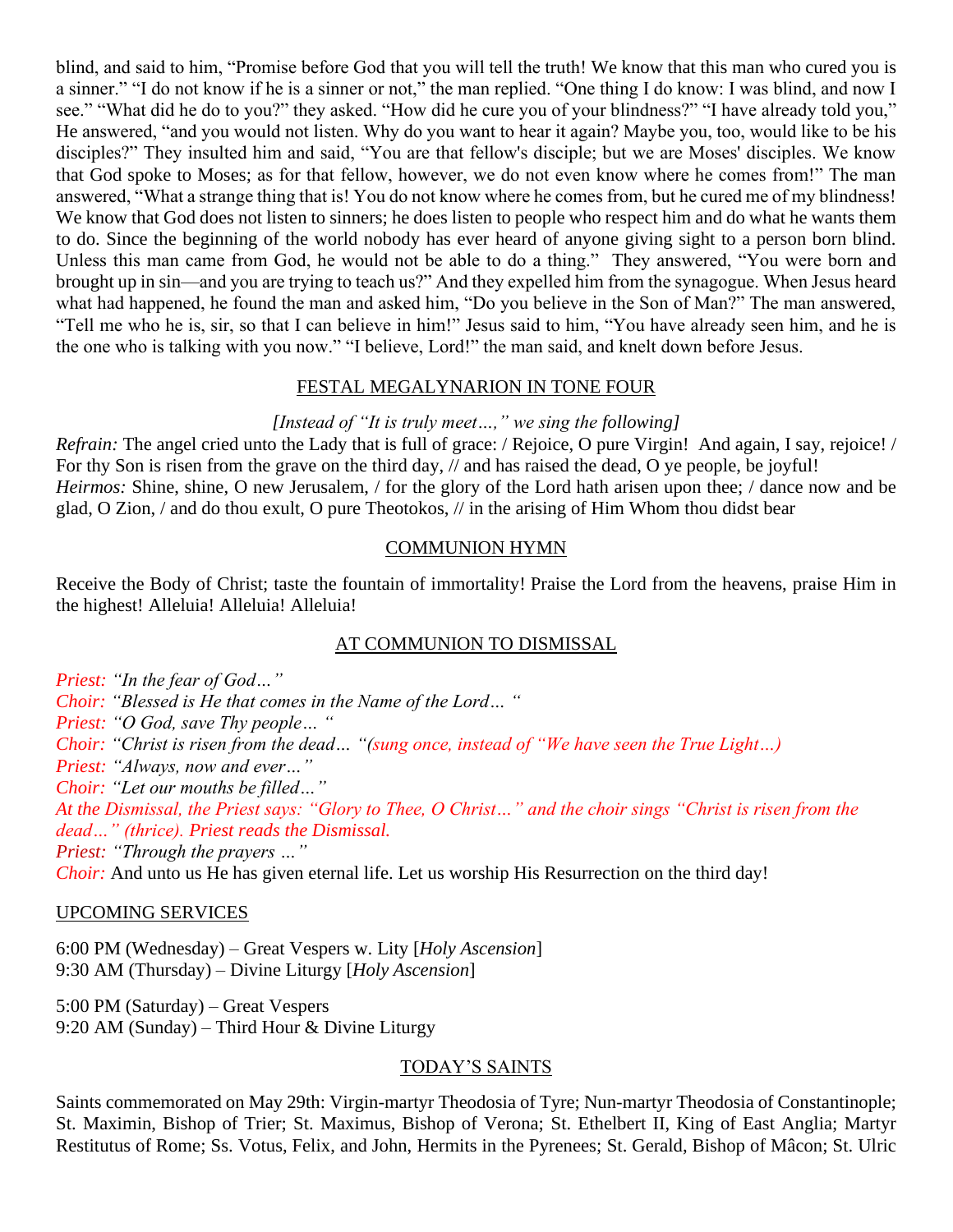blind, and said to him, "Promise before God that you will tell the truth! We know that this man who cured you is a sinner." "I do not know if he is a sinner or not," the man replied. "One thing I do know: I was blind, and now I see." "What did he do to you?" they asked. "How did he cure you of your blindness?" "I have already told you," He answered, "and you would not listen. Why do you want to hear it again? Maybe you, too, would like to be his disciples?" They insulted him and said, "You are that fellow's disciple; but we are Moses' disciples. We know that God spoke to Moses; as for that fellow, however, we do not even know where he comes from!" The man answered, "What a strange thing that is! You do not know where he comes from, but he cured me of my blindness! We know that God does not listen to sinners; he does listen to people who respect him and do what he wants them to do. Since the beginning of the world nobody has ever heard of anyone giving sight to a person born blind. Unless this man came from God, he would not be able to do a thing." They answered, "You were born and brought up in sin—and you are trying to teach us?" And they expelled him from the synagogue. When Jesus heard what had happened, he found the man and asked him, "Do you believe in the Son of Man?" The man answered, "Tell me who he is, sir, so that I can believe in him!" Jesus said to him, "You have already seen him, and he is the one who is talking with you now." "I believe, Lord!" the man said, and knelt down before Jesus.

## FESTAL MEGALYNARION IN TONE FOUR

*[Instead of "It is truly meet…," we sing the following]*

*Refrain:* The angel cried unto the Lady that is full of grace: / Rejoice, O pure Virgin! And again, I say, rejoice! / For thy Son is risen from the grave on the third day, // and has raised the dead, O ye people, be joyful!
*Heirmos:* Shine, shine, O new Jerusalem, / for the glory of the Lord hath arisen upon thee; / dance now and be glad, O Zion, / and do thou exult, O pure Theotokos, // in the arising of Him Whom thou didst bear

## COMMUNION HYMN

Receive the Body of Christ; taste the fountain of immortality! Praise the Lord from the heavens, praise Him in the highest! Alleluia! Alleluia! Alleluia!

## AT COMMUNION TO DISMISSAL

*Priest: "In the fear of God…"*
*Choir: "Blessed is He that comes in the Name of the Lord… "*
*Priest: "O God, save Thy people… "*
*Choir: "Christ is risen from the dead… "(sung once, instead of "We have seen the True Light…)*
*Priest: "Always, now and ever…"*
*Choir: "Let our mouths be filled…"*
*At the Dismissal, the Priest says: "Glory to Thee, O Christ…" and the choir sings "Christ is risen from the dead…" (thrice). Priest reads the Dismissal.*
*Priest: "Through the prayers …"*
*Choir:* And unto us He has given eternal life. Let us worship His Resurrection on the third day!

## UPCOMING SERVICES

6:00 PM (Wednesday) – Great Vespers w. Lity [*Holy Ascension*]
9:30 AM (Thursday) – Divine Liturgy [*Holy Ascension*]

5:00 PM (Saturday) – Great Vespers
9:20 AM (Sunday) – Third Hour & Divine Liturgy

## TODAY'S SAINTS

Saints commemorated on May 29th: Virgin-martyr Theodosia of Tyre; Nun-martyr Theodosia of Constantinople; St. Maximin, Bishop of Trier; St. Maximus, Bishop of Verona; St. Ethelbert II, King of East Anglia; Martyr Restitutus of Rome; Ss. Votus, Felix, and John, Hermits in the Pyrenees; St. Gerald, Bishop of Mâcon; St. Ulric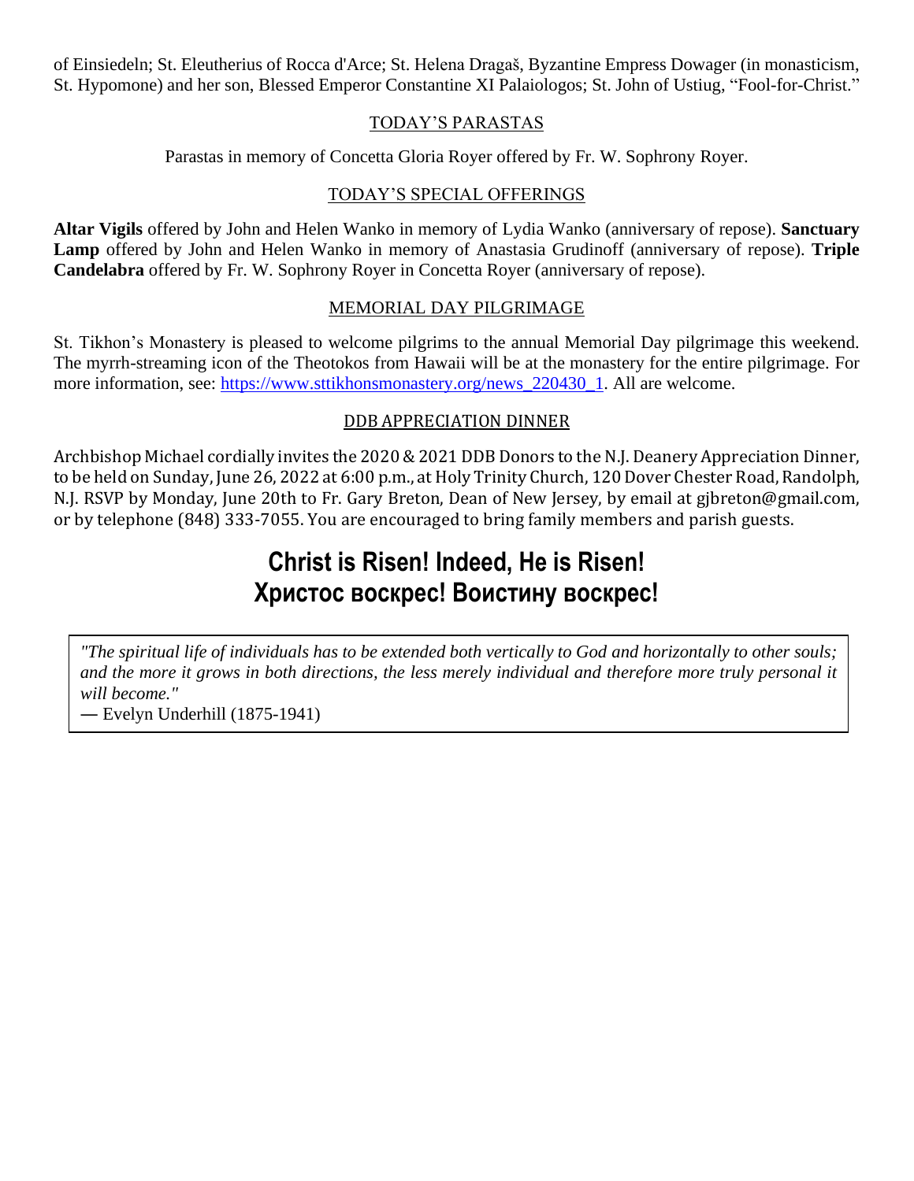of Einsiedeln; St. Eleutherius of Rocca d'Arce; St. Helena Dragaš, Byzantine Empress Dowager (in monasticism, St. Hypomone) and her son, Blessed Emperor Constantine XI Palaiologos; St. John of Ustiug, "Fool-for-Christ."

## TODAY'S PARASTAS

Parastas in memory of Concetta Gloria Royer offered by Fr. W. Sophrony Royer.

## TODAY'S SPECIAL OFFERINGS

**Altar Vigils** offered by John and Helen Wanko in memory of Lydia Wanko (anniversary of repose). **Sanctuary Lamp** offered by John and Helen Wanko in memory of Anastasia Grudinoff (anniversary of repose). **Triple Candelabra** offered by Fr. W. Sophrony Royer in Concetta Royer (anniversary of repose).

## MEMORIAL DAY PILGRIMAGE

St. Tikhon's Monastery is pleased to welcome pilgrims to the annual Memorial Day pilgrimage this weekend. The myrrh-streaming icon of the Theotokos from Hawaii will be at the monastery for the entire pilgrimage. For more information, see: https://www.sttikhonsmonastery.org/news_220430_1. All are welcome.

## DDB APPRECIATION DINNER

Archbishop Michael cordially invites the 2020 & 2021 DDB Donors to the N.J. Deanery Appreciation Dinner, to be held on Sunday, June 26, 2022 at 6:00 p.m., at Holy Trinity Church, 120 Dover Chester Road, Randolph, N.J. RSVP by Monday, June 20th to Fr. Gary Breton, Dean of New Jersey, by email at gjbreton@gmail.com, or by telephone (848) 333-7055. You are encouraged to bring family members and parish guests.

# Christ is Risen! Indeed, He is Risen!
# Христос воскрес! Воистину воскрес!

*"The spiritual life of individuals has to be extended both vertically to God and horizontally to other souls; and the more it grows in both directions, the less merely individual and therefore more truly personal it will become."*
— Evelyn Underhill (1875-1941)